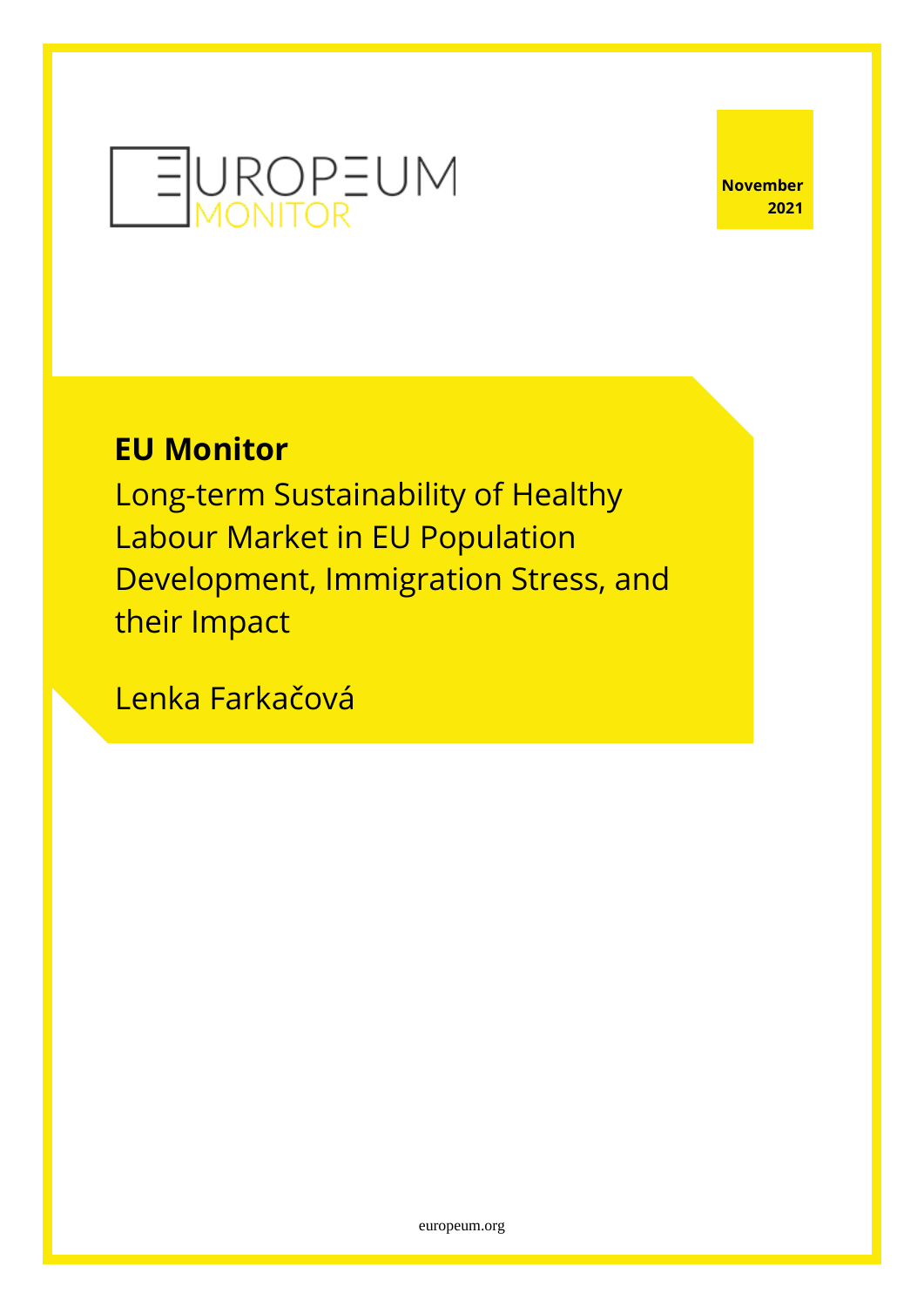EUROPEUM MONITOR

November 2021

# EU Monitor

Long-term Sustainability of Healthy Labour Market in EU Population Development, Immigration Stress, and their Impact

Lenka Farkačová

europeum.org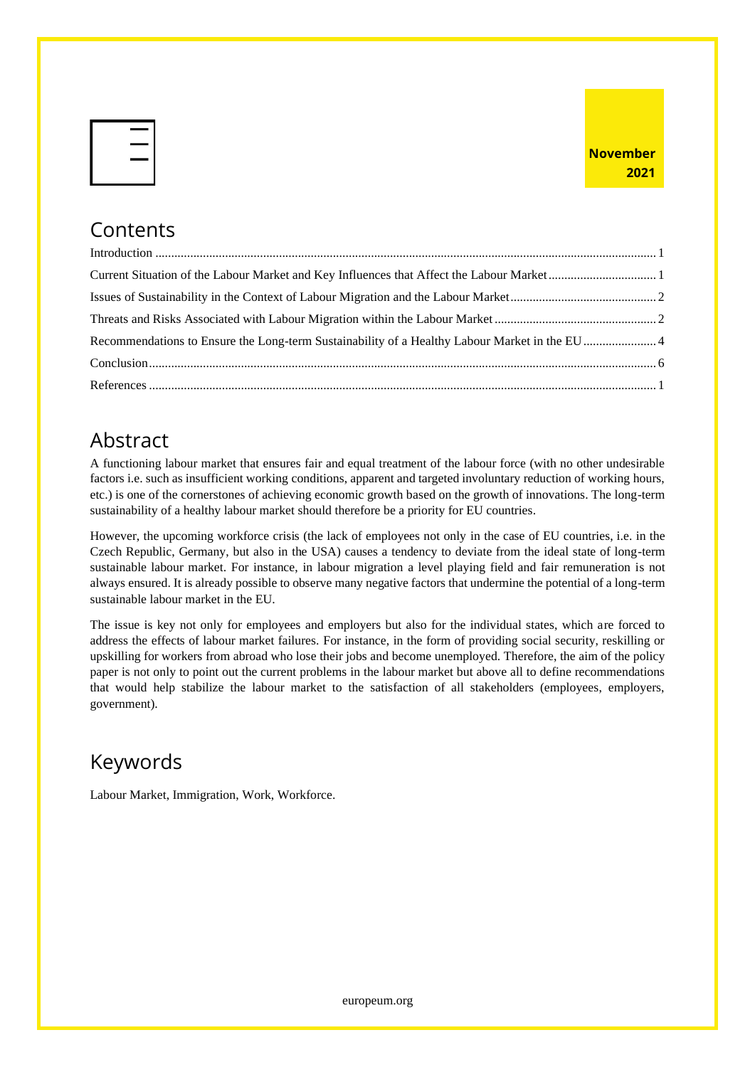November 2021

## Contents

Introduction ........................................................................................................................................................ 1

Current Situation of the Labour Market and Key Influences that Affect the Labour Market ................................. 1

Issues of Sustainability in the Context of Labour Migration and the Labour Market ............................................. 2

Threats and Risks Associated with Labour Migration within the Labour Market .................................................. 2

Recommendations to Ensure the Long-term Sustainability of a Healthy Labour Market in the EU ....................... 4

Conclusion ........................................................................................................................................................... 6

References ........................................................................................................................................................... 1

## Abstract

A functioning labour market that ensures fair and equal treatment of the labour force (with no other undesirable factors i.e. such as insufficient working conditions, apparent and targeted involuntary reduction of working hours, etc.) is one of the cornerstones of achieving economic growth based on the growth of innovations. The long-term sustainability of a healthy labour market should therefore be a priority for EU countries.

However, the upcoming workforce crisis (the lack of employees not only in the case of EU countries, i.e. in the Czech Republic, Germany, but also in the USA) causes a tendency to deviate from the ideal state of long-term sustainable labour market. For instance, in labour migration a level playing field and fair remuneration is not always ensured. It is already possible to observe many negative factors that undermine the potential of a long-term sustainable labour market in the EU.

The issue is key not only for employees and employers but also for the individual states, which are forced to address the effects of labour market failures. For instance, in the form of providing social security, reskilling or upskilling for workers from abroad who lose their jobs and become unemployed. Therefore, the aim of the policy paper is not only to point out the current problems in the labour market but above all to define recommendations that would help stabilize the labour market to the satisfaction of all stakeholders (employees, employers, government).

## Keywords

Labour Market, Immigration, Work, Workforce.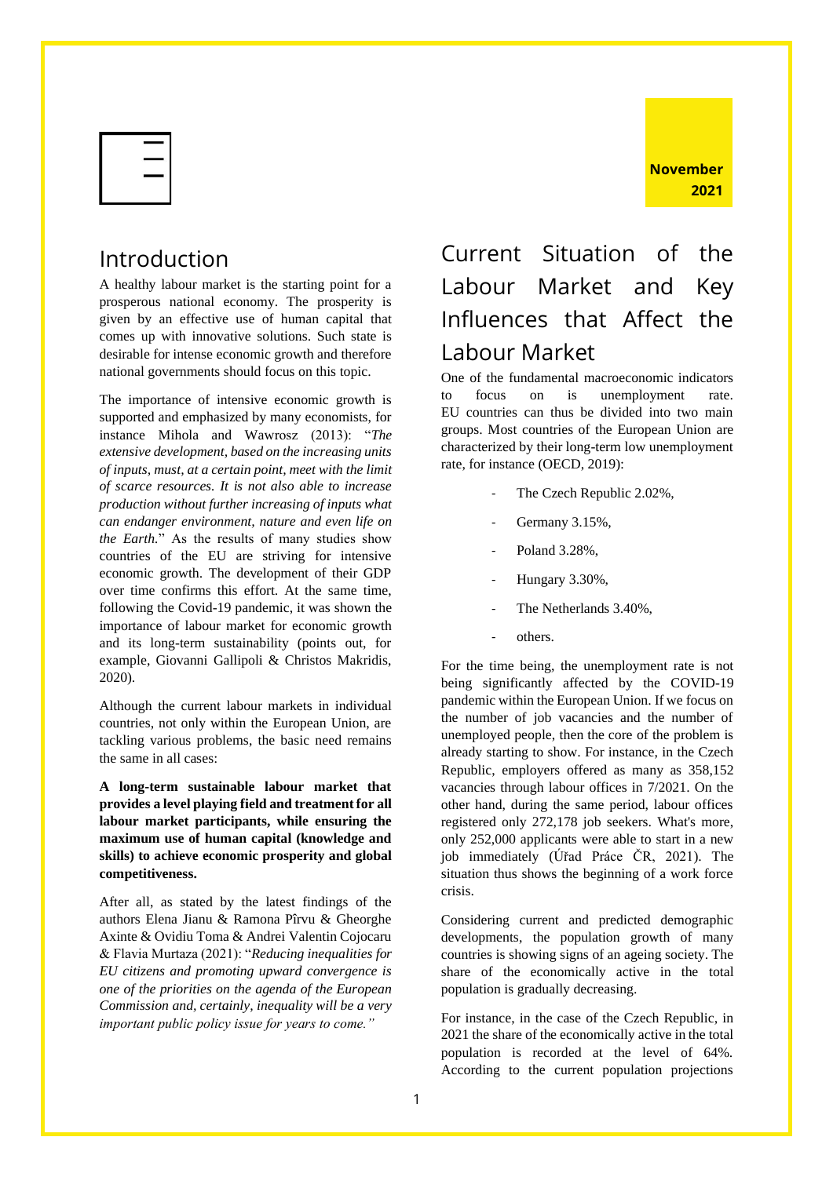November 2021

## Introduction

A healthy labour market is the starting point for a prosperous national economy. The prosperity is given by an effective use of human capital that comes up with innovative solutions. Such state is desirable for intense economic growth and therefore national governments should focus on this topic.

The importance of intensive economic growth is supported and emphasized by many economists, for instance Mihola and Wawrosz (2013): "*The extensive development, based on the increasing units of inputs, must, at a certain point, meet with the limit of scarce resources. It is not also able to increase production without further increasing of inputs what can endanger environment, nature and even life on the Earth.*" As the results of many studies show countries of the EU are striving for intensive economic growth. The development of their GDP over time confirms this effort. At the same time, following the Covid-19 pandemic, it was shown the importance of labour market for economic growth and its long-term sustainability (points out, for example, Giovanni Gallipoli & Christos Makridis, 2020).

Although the current labour markets in individual countries, not only within the European Union, are tackling various problems, the basic need remains the same in all cases:

**A long-term sustainable labour market that provides a level playing field and treatment for all labour market participants, while ensuring the maximum use of human capital (knowledge and skills) to achieve economic prosperity and global competitiveness.**

After all, as stated by the latest findings of the authors Elena Jianu & Ramona Pîrvu & Gheorghe Axinte & Ovidiu Toma & Andrei Valentin Cojocaru & Flavia Murtaza (2021): "*Reducing inequalities for EU citizens and promoting upward convergence is one of the priorities on the agenda of the European Commission and, certainly, inequality will be a very important public policy issue for years to come.*"

## Current Situation of the Labour Market and Key Influences that Affect the Labour Market

One of the fundamental macroeconomic indicators to focus on is unemployment rate. EU countries can thus be divided into two main groups. Most countries of the European Union are characterized by their long-term low unemployment rate, for instance (OECD, 2019):

- The Czech Republic 2.02%,
- Germany 3.15%,
- Poland 3.28%,
- Hungary 3.30%,
- The Netherlands 3.40%,
- others.

For the time being, the unemployment rate is not being significantly affected by the COVID-19 pandemic within the European Union. If we focus on the number of job vacancies and the number of unemployed people, then the core of the problem is already starting to show. For instance, in the Czech Republic, employers offered as many as 358,152 vacancies through labour offices in 7/2021. On the other hand, during the same period, labour offices registered only 272,178 job seekers. What's more, only 252,000 applicants were able to start in a new job immediately (Úřad Práce ČR, 2021). The situation thus shows the beginning of a work force crisis.

Considering current and predicted demographic developments, the population growth of many countries is showing signs of an ageing society. The share of the economically active in the total population is gradually decreasing.

For instance, in the case of the Czech Republic, in 2021 the share of the economically active in the total population is recorded at the level of 64%. According to the current population projections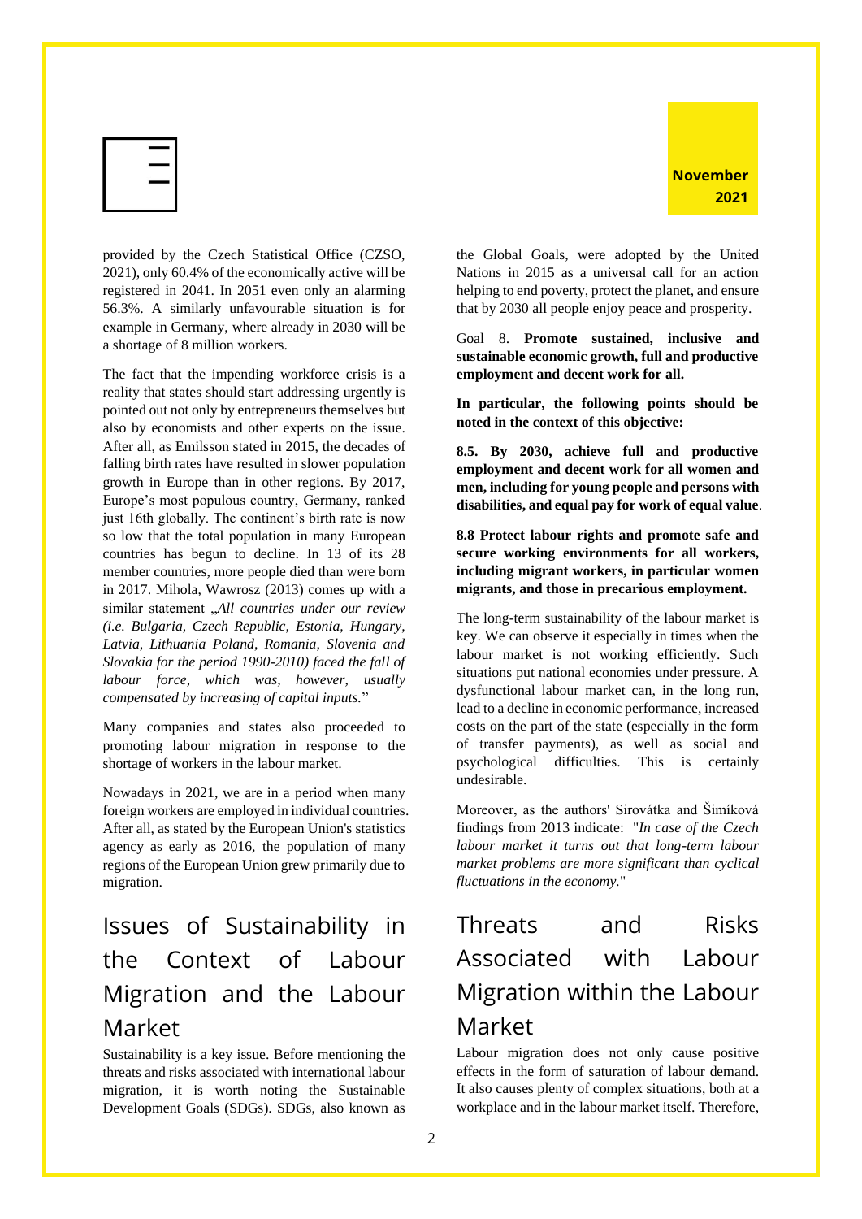provided by the Czech Statistical Office (CZSO, 2021), only 60.4% of the economically active will be registered in 2041. In 2051 even only an alarming 56.3%. A similarly unfavourable situation is for example in Germany, where already in 2030 will be a shortage of 8 million workers.

The fact that the impending workforce crisis is a reality that states should start addressing urgently is pointed out not only by entrepreneurs themselves but also by economists and other experts on the issue. After all, as Emilsson stated in 2015, the decades of falling birth rates have resulted in slower population growth in Europe than in other regions. By 2017, Europe's most populous country, Germany, ranked just 16th globally. The continent's birth rate is now so low that the total population in many European countries has begun to decline. In 13 of its 28 member countries, more people died than were born in 2017. Mihola, Wawrosz (2013) comes up with a similar statement „*All countries under our review (i.e. Bulgaria, Czech Republic, Estonia, Hungary, Latvia, Lithuania Poland, Romania, Slovenia and Slovakia for the period 1990-2010) faced the fall of labour force, which was, however, usually compensated by increasing of capital inputs.*"

Many companies and states also proceeded to promoting labour migration in response to the shortage of workers in the labour market.

Nowadays in 2021, we are in a period when many foreign workers are employed in individual countries. After all, as stated by the European Union's statistics agency as early as 2016, the population of many regions of the European Union grew primarily due to migration.

## Issues of Sustainability in the Context of Labour Migration and the Labour Market

Sustainability is a key issue. Before mentioning the threats and risks associated with international labour migration, it is worth noting the Sustainable Development Goals (SDGs). SDGs, also known as the Global Goals, were adopted by the United Nations in 2015 as a universal call for an action helping to end poverty, protect the planet, and ensure that by 2030 all people enjoy peace and prosperity.

Goal 8. **Promote sustained, inclusive and sustainable economic growth, full and productive employment and decent work for all.**

**In particular, the following points should be noted in the context of this objective:**

**8.5. By 2030, achieve full and productive employment and decent work for all women and men, including for young people and persons with disabilities, and equal pay for work of equal value**.

**8.8 Protect labour rights and promote safe and secure working environments for all workers, including migrant workers, in particular women migrants, and those in precarious employment.**

The long-term sustainability of the labour market is key. We can observe it especially in times when the labour market is not working efficiently. Such situations put national economies under pressure. A dysfunctional labour market can, in the long run, lead to a decline in economic performance, increased costs on the part of the state (especially in the form of transfer payments), as well as social and psychological difficulties. This is certainly undesirable.

Moreover, as the authors' Sirovátka and Šimíková findings from 2013 indicate: "*In case of the Czech labour market it turns out that long-term labour market problems are more significant than cyclical fluctuations in the economy.*"

## Threats and Risks Associated with Labour Migration within the Labour Market

Labour migration does not only cause positive effects in the form of saturation of labour demand. It also causes plenty of complex situations, both at a workplace and in the labour market itself. Therefore,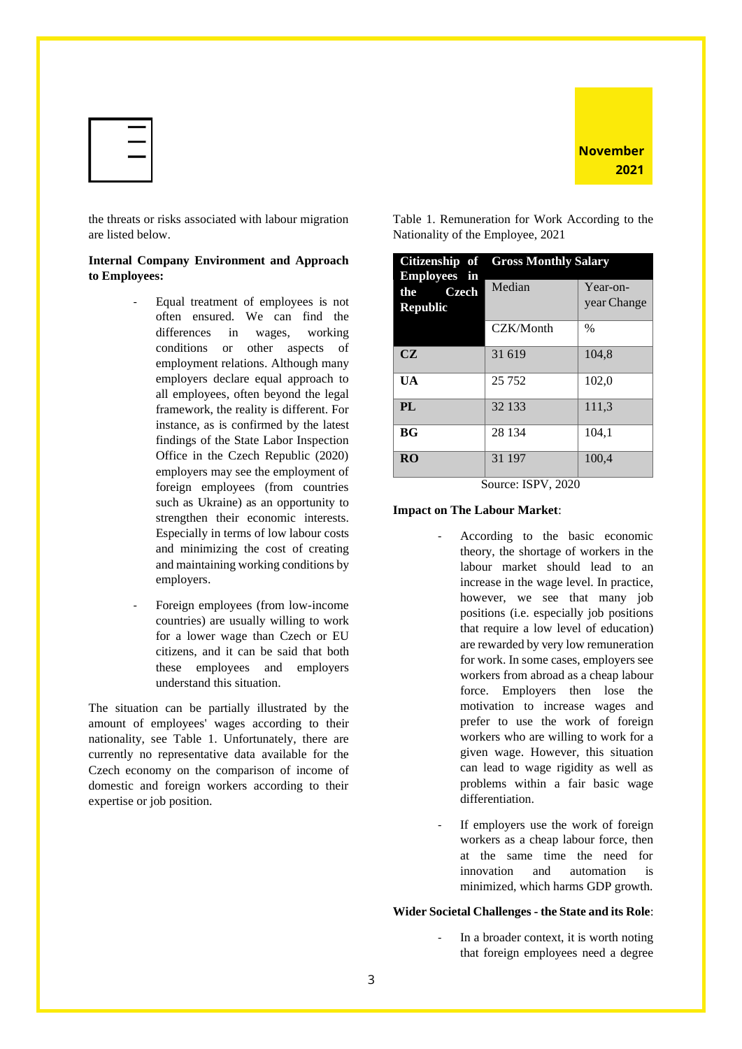the threats or risks associated with labour migration are listed below.

**Internal Company Environment and Approach to Employees:**

- Equal treatment of employees is not often ensured. We can find the differences in wages, working conditions or other aspects of employment relations. Although many employers declare equal approach to all employees, often beyond the legal framework, the reality is different. For instance, as is confirmed by the latest findings of the State Labor Inspection Office in the Czech Republic (2020) employers may see the employment of foreign employees (from countries such as Ukraine) as an opportunity to strengthen their economic interests. Especially in terms of low labour costs and minimizing the cost of creating and maintaining working conditions by employers.
- Foreign employees (from low-income countries) are usually willing to work for a lower wage than Czech or EU citizens, and it can be said that both these employees and employers understand this situation.

The situation can be partially illustrated by the amount of employees' wages according to their nationality, see Table 1. Unfortunately, there are currently no representative data available for the Czech economy on the comparison of income of domestic and foreign workers according to their expertise or job position.

Table 1. Remuneration for Work According to the Nationality of the Employee, 2021

| Citizenship of Employees in the Czech Republic | Gross Monthly Salary | |
|---|---|---|
| | Median | Year-on-year Change |
| | CZK/Month | % |
| **CZ** | 31 619 | 104,8 |
| **UA** | 25 752 | 102,0 |
| **PL** | 32 133 | 111,3 |
| **BG** | 28 134 | 104,1 |
| **RO** | 31 197 | 100,4 |

Source: ISPV, 2020

**Impact on The Labour Market**:

- According to the basic economic theory, the shortage of workers in the labour market should lead to an increase in the wage level. In practice, however, we see that many job positions (i.e. especially job positions that require a low level of education) are rewarded by very low remuneration for work. In some cases, employers see workers from abroad as a cheap labour force. Employers then lose the motivation to increase wages and prefer to use the work of foreign workers who are willing to work for a given wage. However, this situation can lead to wage rigidity as well as problems within a fair basic wage differentiation.
- If employers use the work of foreign workers as a cheap labour force, then at the same time the need for innovation and automation is minimized, which harms GDP growth.

**Wider Societal Challenges - the State and its Role**:

- In a broader context, it is worth noting that foreign employees need a degree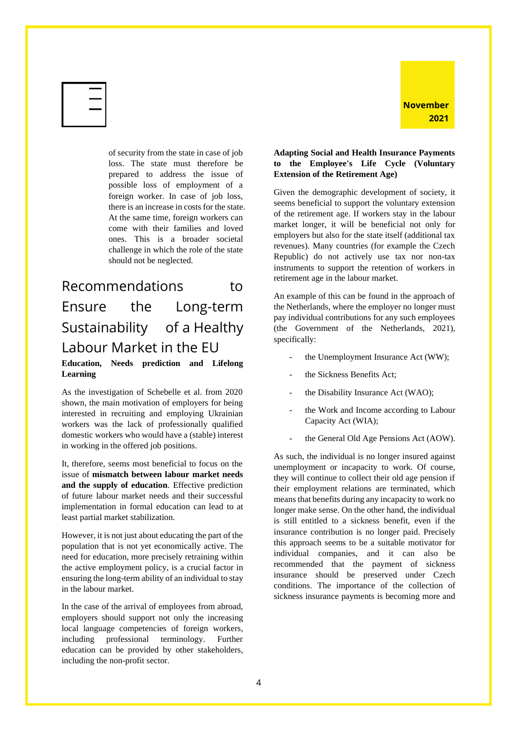of security from the state in case of job loss. The state must therefore be prepared to address the issue of possible loss of employment of a foreign worker. In case of job loss, there is an increase in costs for the state. At the same time, foreign workers can come with their families and loved ones. This is a broader societal challenge in which the role of the state should not be neglected.

## Recommendations to Ensure the Long-term Sustainability of a Healthy Labour Market in the EU

**Education, Needs prediction and Lifelong Learning**

As the investigation of Schebelle et al. from 2020 shown, the main motivation of employers for being interested in recruiting and employing Ukrainian workers was the lack of professionally qualified domestic workers who would have a (stable) interest in working in the offered job positions.

It, therefore, seems most beneficial to focus on the issue of **mismatch between labour market needs and the supply of education**. Effective prediction of future labour market needs and their successful implementation in formal education can lead to at least partial market stabilization.

However, it is not just about educating the part of the population that is not yet economically active. The need for education, more precisely retraining within the active employment policy, is a crucial factor in ensuring the long-term ability of an individual to stay in the labour market.

In the case of the arrival of employees from abroad, employers should support not only the increasing local language competencies of foreign workers, including professional terminology. Further education can be provided by other stakeholders, including the non-profit sector.

**Adapting Social and Health Insurance Payments to the Employee's Life Cycle (Voluntary Extension of the Retirement Age)**

Given the demographic development of society, it seems beneficial to support the voluntary extension of the retirement age. If workers stay in the labour market longer, it will be beneficial not only for employers but also for the state itself (additional tax revenues). Many countries (for example the Czech Republic) do not actively use tax nor non-tax instruments to support the retention of workers in retirement age in the labour market.

An example of this can be found in the approach of the Netherlands, where the employer no longer must pay individual contributions for any such employees (the Government of the Netherlands, 2021), specifically:

- the Unemployment Insurance Act (WW);
- the Sickness Benefits Act;
- the Disability Insurance Act (WAO);
- the Work and Income according to Labour Capacity Act (WIA);
- the General Old Age Pensions Act (AOW).

As such, the individual is no longer insured against unemployment or incapacity to work. Of course, they will continue to collect their old age pension if their employment relations are terminated, which means that benefits during any incapacity to work no longer make sense. On the other hand, the individual is still entitled to a sickness benefit, even if the insurance contribution is no longer paid. Precisely this approach seems to be a suitable motivator for individual companies, and it can also be recommended that the payment of sickness insurance should be preserved under Czech conditions. The importance of the collection of sickness insurance payments is becoming more and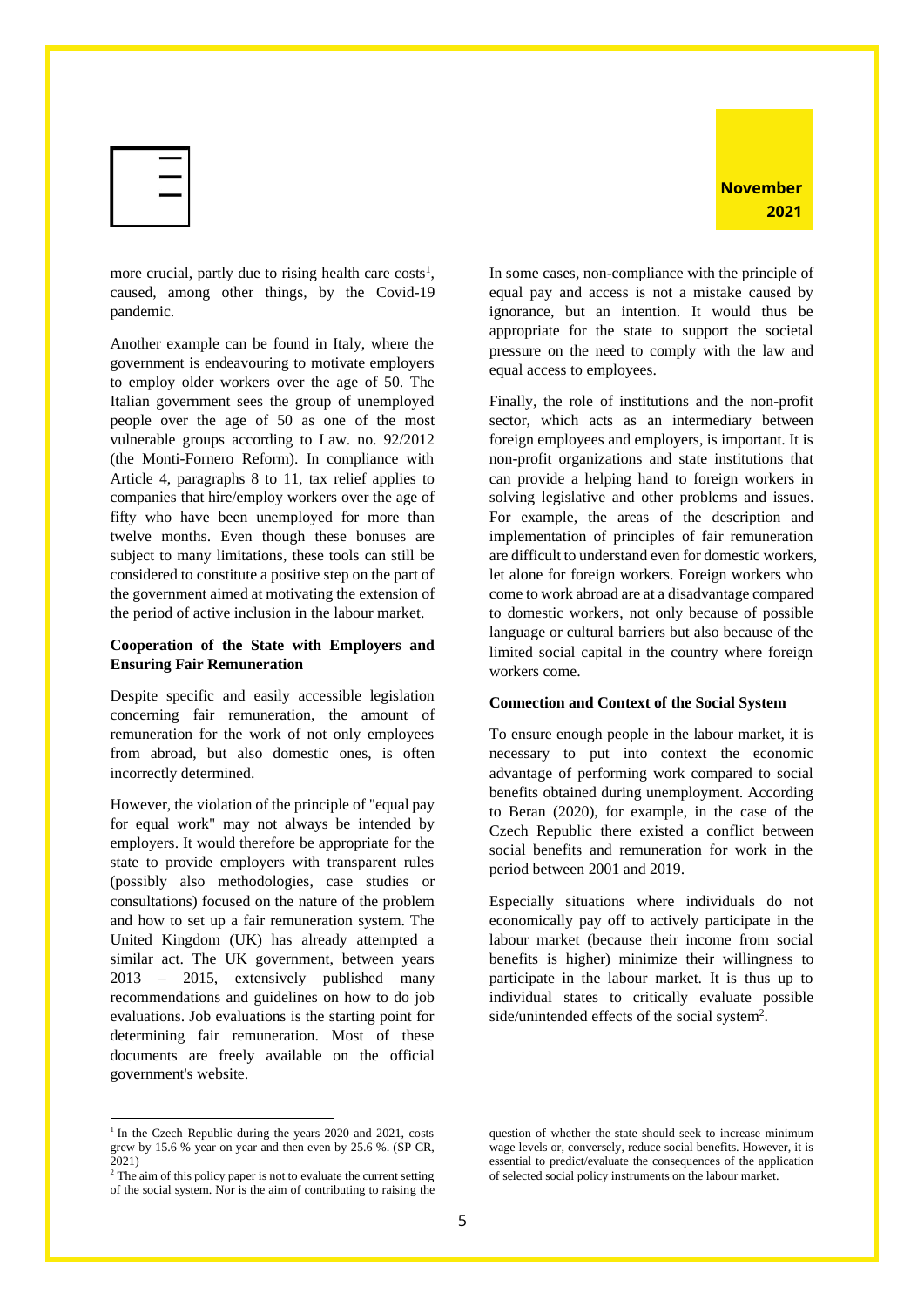more crucial, partly due to rising health care costs[1], caused, among other things, by the Covid-19 pandemic.

Another example can be found in Italy, where the government is endeavouring to motivate employers to employ older workers over the age of 50. The Italian government sees the group of unemployed people over the age of 50 as one of the most vulnerable groups according to Law. no. 92/2012 (the Monti-Fornero Reform). In compliance with Article 4, paragraphs 8 to 11, tax relief applies to companies that hire/employ workers over the age of fifty who have been unemployed for more than twelve months. Even though these bonuses are subject to many limitations, these tools can still be considered to constitute a positive step on the part of the government aimed at motivating the extension of the period of active inclusion in the labour market.

**Cooperation of the State with Employers and Ensuring Fair Remuneration**

Despite specific and easily accessible legislation concerning fair remuneration, the amount of remuneration for the work of not only employees from abroad, but also domestic ones, is often incorrectly determined.

However, the violation of the principle of "equal pay for equal work" may not always be intended by employers. It would therefore be appropriate for the state to provide employers with transparent rules (possibly also methodologies, case studies or consultations) focused on the nature of the problem and how to set up a fair remuneration system. The United Kingdom (UK) has already attempted a similar act. The UK government, between years 2013 – 2015, extensively published many recommendations and guidelines on how to do job evaluations. Job evaluations is the starting point for determining fair remuneration. Most of these documents are freely available on the official government's website.

In some cases, non-compliance with the principle of equal pay and access is not a mistake caused by ignorance, but an intention. It would thus be appropriate for the state to support the societal pressure on the need to comply with the law and equal access to employees.

Finally, the role of institutions and the non-profit sector, which acts as an intermediary between foreign employees and employers, is important. It is non-profit organizations and state institutions that can provide a helping hand to foreign workers in solving legislative and other problems and issues. For example, the areas of the description and implementation of principles of fair remuneration are difficult to understand even for domestic workers, let alone for foreign workers. Foreign workers who come to work abroad are at a disadvantage compared to domestic workers, not only because of possible language or cultural barriers but also because of the limited social capital in the country where foreign workers come.

**Connection and Context of the Social System**

To ensure enough people in the labour market, it is necessary to put into context the economic advantage of performing work compared to social benefits obtained during unemployment. According to Beran (2020), for example, in the case of the Czech Republic there existed a conflict between social benefits and remuneration for work in the period between 2001 and 2019.

Especially situations where individuals do not economically pay off to actively participate in the labour market (because their income from social benefits is higher) minimize their willingness to participate in the labour market. It is thus up to individual states to critically evaluate possible side/unintended effects of the social system[2].

---

[1] In the Czech Republic during the years 2020 and 2021, costs grew by 15.6 % year on year and then even by 25.6 %. (SP CR, 2021)

[2] The aim of this policy paper is not to evaluate the current setting of the social system. Nor is the aim of contributing to raising the question of whether the state should seek to increase minimum wage levels or, conversely, reduce social benefits. However, it is essential to predict/evaluate the consequences of the application of selected social policy instruments on the labour market.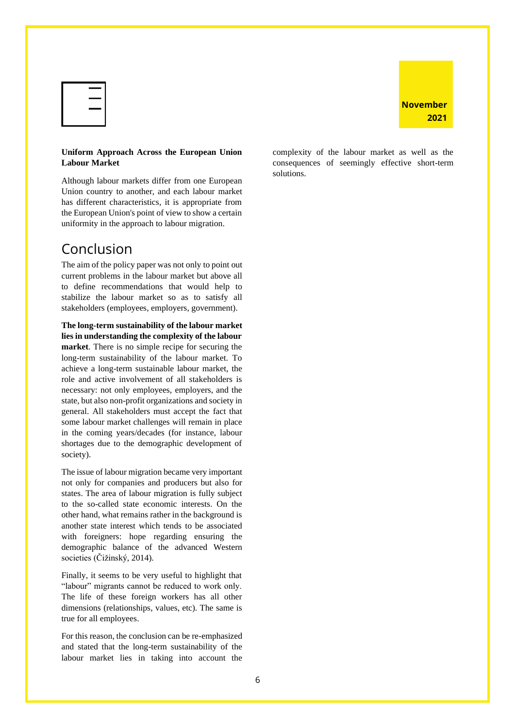**Uniform Approach Across the European Union Labour Market**

Although labour markets differ from one European Union country to another, and each labour market has different characteristics, it is appropriate from the European Union's point of view to show a certain uniformity in the approach to labour migration.

# Conclusion

The aim of the policy paper was not only to point out current problems in the labour market but above all to define recommendations that would help to stabilize the labour market so as to satisfy all stakeholders (employees, employers, government).

**The long-term sustainability of the labour market lies in understanding the complexity of the labour market**. There is no simple recipe for securing the long-term sustainability of the labour market. To achieve a long-term sustainable labour market, the role and active involvement of all stakeholders is necessary: not only employees, employers, and the state, but also non-profit organizations and society in general. All stakeholders must accept the fact that some labour market challenges will remain in place in the coming years/decades (for instance, labour shortages due to the demographic development of society).

The issue of labour migration became very important not only for companies and producers but also for states. The area of labour migration is fully subject to the so-called state economic interests. On the other hand, what remains rather in the background is another state interest which tends to be associated with foreigners: hope regarding ensuring the demographic balance of the advanced Western societies (Čižinský, 2014).

Finally, it seems to be very useful to highlight that "labour" migrants cannot be reduced to work only. The life of these foreign workers has all other dimensions (relationships, values, etc). The same is true for all employees.

For this reason, the conclusion can be re-emphasized and stated that the long-term sustainability of the labour market lies in taking into account the complexity of the labour market as well as the consequences of seemingly effective short-term solutions.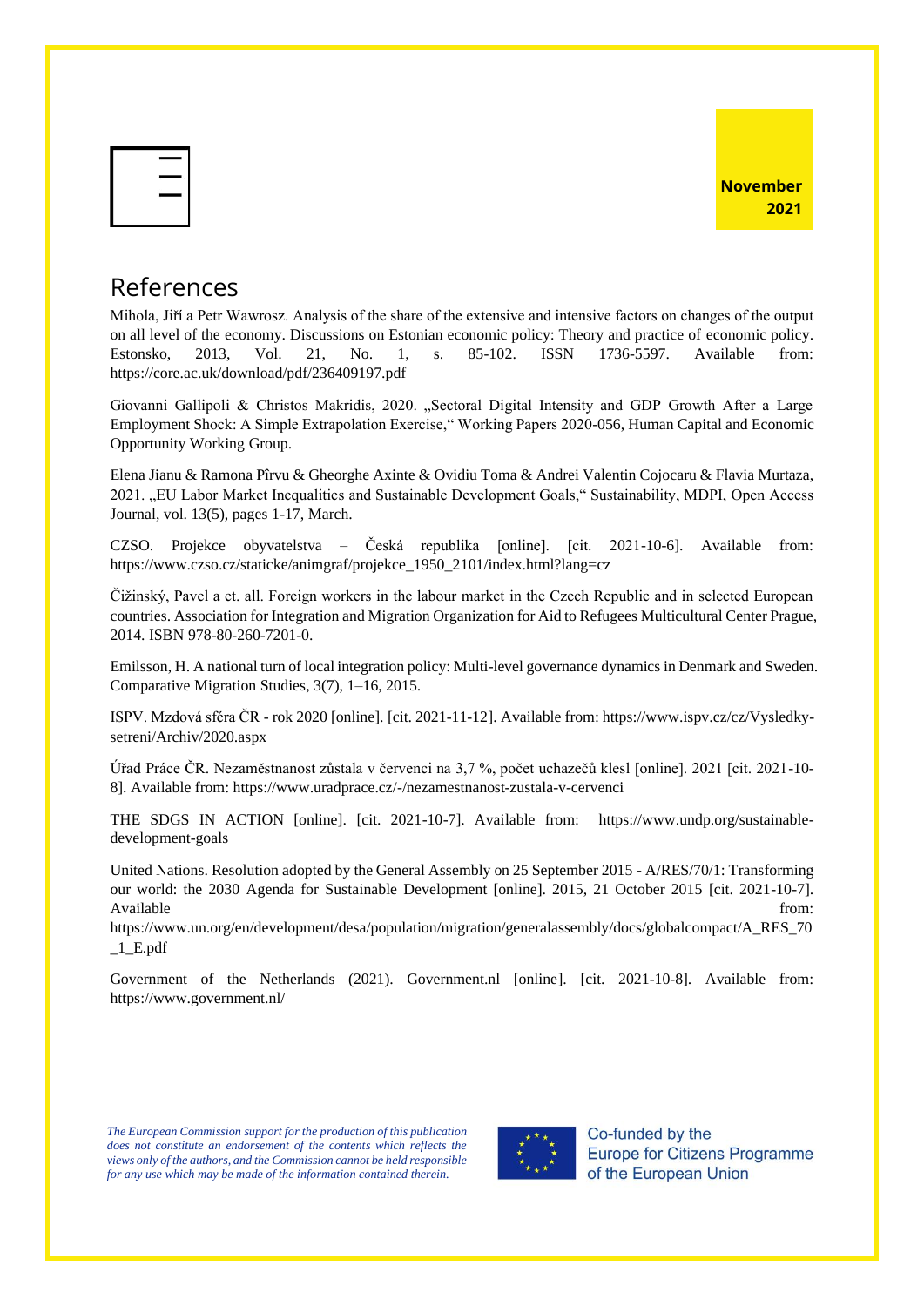November 2021

## References

Mihola, Jiří a Petr Wawrosz. Analysis of the share of the extensive and intensive factors on changes of the output on all level of the economy. Discussions on Estonian economic policy: Theory and practice of economic policy. Estonsko, 2013, Vol. 21, No. 1, s. 85-102. ISSN 1736-5597. Available from: https://core.ac.uk/download/pdf/236409197.pdf

Giovanni Gallipoli & Christos Makridis, 2020. „Sectoral Digital Intensity and GDP Growth After a Large Employment Shock: A Simple Extrapolation Exercise," Working Papers 2020-056, Human Capital and Economic Opportunity Working Group.

Elena Jianu & Ramona Pîrvu & Gheorghe Axinte & Ovidiu Toma & Andrei Valentin Cojocaru & Flavia Murtaza, 2021. „EU Labor Market Inequalities and Sustainable Development Goals," Sustainability, MDPI, Open Access Journal, vol. 13(5), pages 1-17, March.

CZSO. Projekce obyvatelstva – Česká republika [online]. [cit. 2021-10-6]. Available from: https://www.czso.cz/staticke/animgraf/projekce_1950_2101/index.html?lang=cz

Čižinský, Pavel a et. all. Foreign workers in the labour market in the Czech Republic and in selected European countries. Association for Integration and Migration Organization for Aid to Refugees Multicultural Center Prague, 2014. ISBN 978-80-260-7201-0.

Emilsson, H. A national turn of local integration policy: Multi-level governance dynamics in Denmark and Sweden. Comparative Migration Studies, 3(7), 1–16, 2015.

ISPV. Mzdová sféra ČR - rok 2020 [online]. [cit. 2021-11-12]. Available from: https://www.ispv.cz/cz/Vysledky-setreni/Archiv/2020.aspx

Úřad Práce ČR. Nezaměstnanost zůstala v červenci na 3,7 %, počet uchazečů klesl [online]. 2021 [cit. 2021-10-8]. Available from: https://www.uradprace.cz/-/nezamestnanost-zustala-v-cervenci

THE SDGS IN ACTION [online]. [cit. 2021-10-7]. Available from: https://www.undp.org/sustainable-development-goals

United Nations. Resolution adopted by the General Assembly on 25 September 2015 - A/RES/70/1: Transforming our world: the 2030 Agenda for Sustainable Development [online]. 2015, 21 October 2015 [cit. 2021-10-7]. Available from: https://www.un.org/en/development/desa/population/migration/generalassembly/docs/globalcompact/A_RES_70_1_E.pdf

Government of the Netherlands (2021). Government.nl [online]. [cit. 2021-10-8]. Available from: https://www.government.nl/

*The European Commission support for the production of this publication does not constitute an endorsement of the contents which reflects the views only of the authors, and the Commission cannot be held responsible for any use which may be made of the information contained therein.*

Co-funded by the Europe for Citizens Programme of the European Union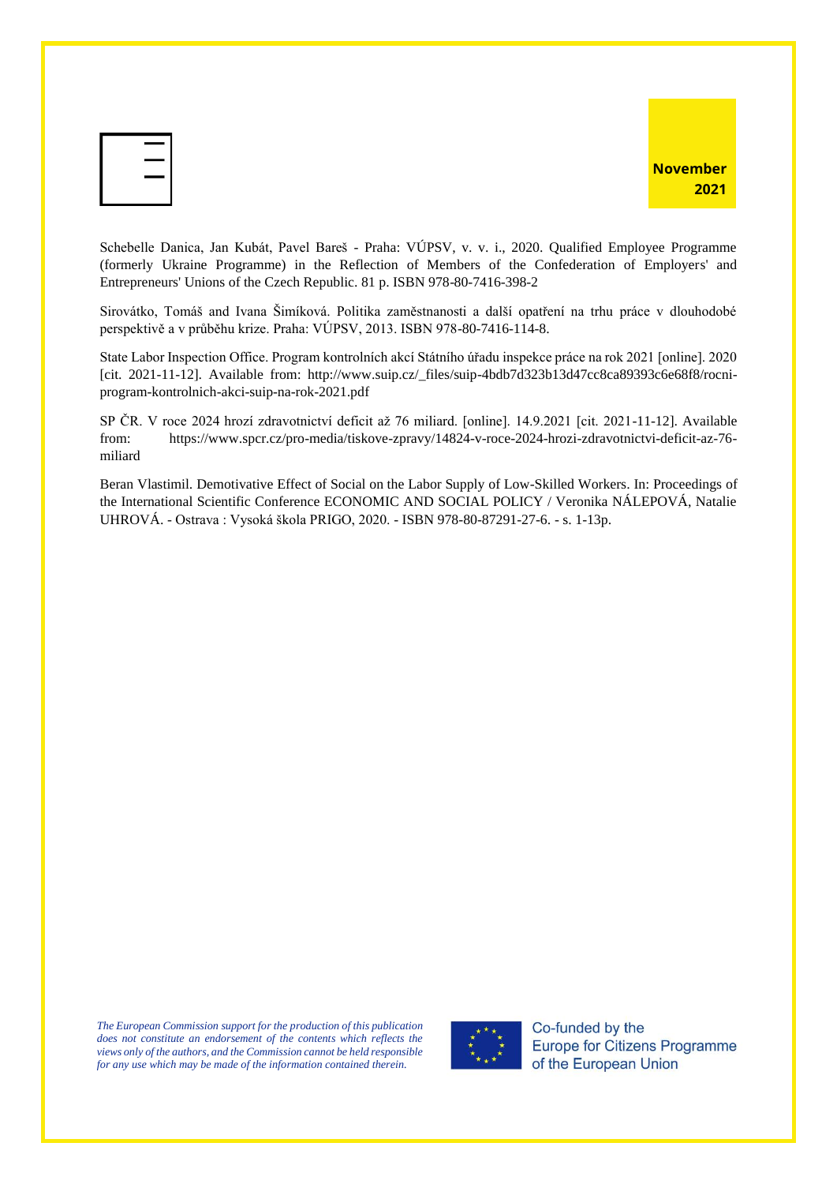Schebelle Danica, Jan Kubát, Pavel Bareš - Praha: VÚPSV, v. v. i., 2020. Qualified Employee Programme (formerly Ukraine Programme) in the Reflection of Members of the Confederation of Employers' and Entrepreneurs' Unions of the Czech Republic. 81 p. ISBN 978-80-7416-398-2

Sirovátko, Tomáš and Ivana Šimíková. Politika zaměstnanosti a další opatření na trhu práce v dlouhodobé perspektivě a v průběhu krize. Praha: VÚPSV, 2013. ISBN 978-80-7416-114-8.

State Labor Inspection Office. Program kontrolních akcí Státního úřadu inspekce práce na rok 2021 [online]. 2020 [cit. 2021-11-12]. Available from: http://www.suip.cz/_files/suip-4bdb7d323b13d47cc8ca89393c6e68f8/rocni-program-kontrolnich-akci-suip-na-rok-2021.pdf

SP ČR. V roce 2024 hrozí zdravotnictví deficit až 76 miliard. [online]. 14.9.2021 [cit. 2021-11-12]. Available from: https://www.spcr.cz/pro-media/tiskove-zpravy/14824-v-roce-2024-hrozi-zdravotnictvi-deficit-az-76-miliard

Beran Vlastimil. Demotivative Effect of Social on the Labor Supply of Low-Skilled Workers. In: Proceedings of the International Scientific Conference ECONOMIC AND SOCIAL POLICY / Veronika NÁLEPOVÁ, Natalie UHROVÁ. - Ostrava : Vysoká škola PRIGO, 2020. - ISBN 978-80-87291-27-6. - s. 1-13p.

*The European Commission support for the production of this publication does not constitute an endorsement of the contents which reflects the views only of the authors, and the Commission cannot be held responsible for any use which may be made of the information contained therein.*

Co-funded by the Europe for Citizens Programme of the European Union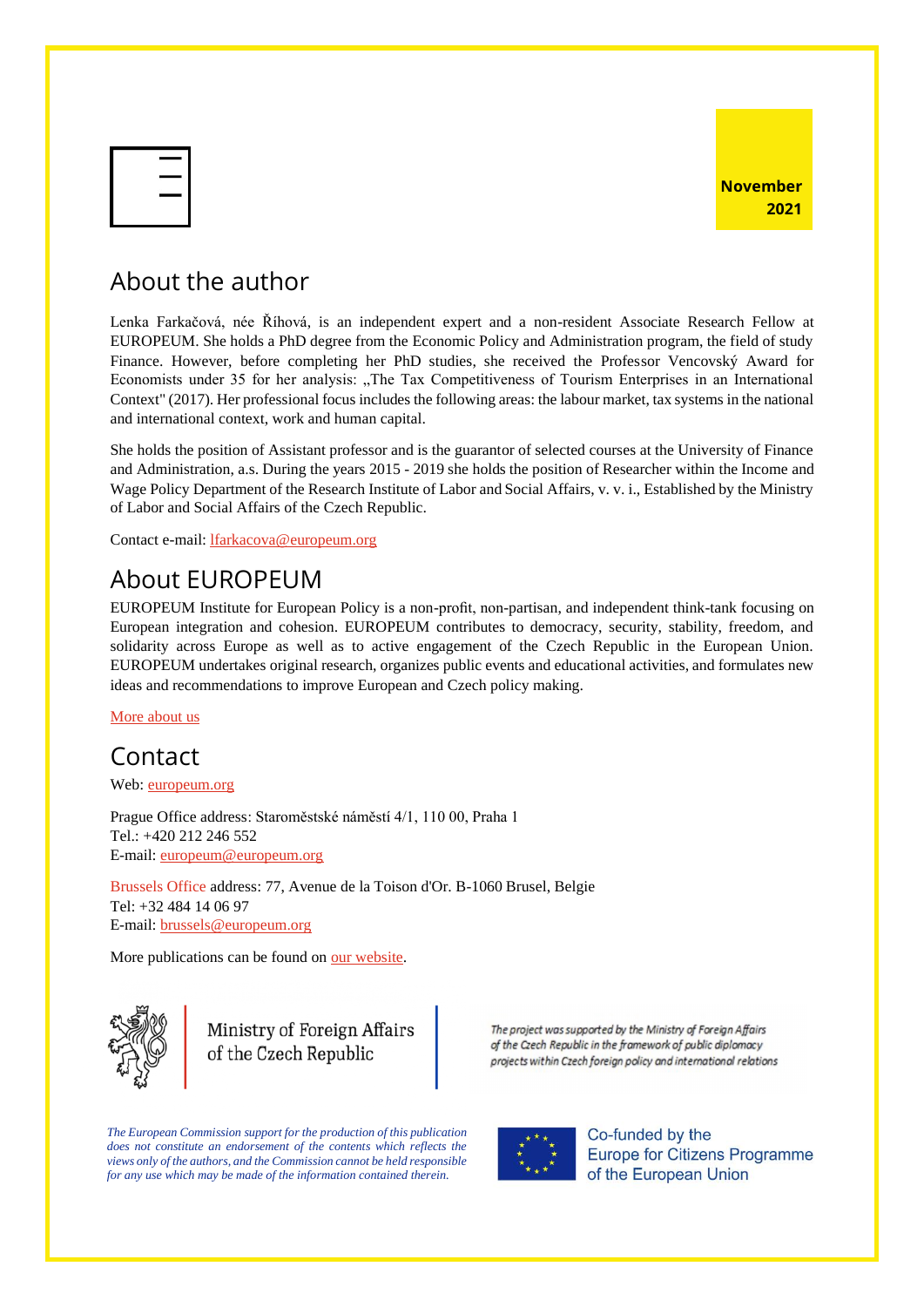November 2021

## About the author

Lenka Farkačová, née Říhová, is an independent expert and a non-resident Associate Research Fellow at EUROPEUM. She holds a PhD degree from the Economic Policy and Administration program, the field of study Finance. However, before completing her PhD studies, she received the Professor Vencovský Award for Economists under 35 for her analysis: „The Tax Competitiveness of Tourism Enterprises in an International Context" (2017). Her professional focus includes the following areas: the labour market, tax systems in the national and international context, work and human capital.

She holds the position of Assistant professor and is the guarantor of selected courses at the University of Finance and Administration, a.s. During the years 2015 - 2019 she holds the position of Researcher within the Income and Wage Policy Department of the Research Institute of Labor and Social Affairs, v. v. i., Established by the Ministry of Labor and Social Affairs of the Czech Republic.

Contact e-mail: lfarkacova@europeum.org

## About EUROPEUM

EUROPEUM Institute for European Policy is a non-profit, non-partisan, and independent think-tank focusing on European integration and cohesion. EUROPEUM contributes to democracy, security, stability, freedom, and solidarity across Europe as well as to active engagement of the Czech Republic in the European Union. EUROPEUM undertakes original research, organizes public events and educational activities, and formulates new ideas and recommendations to improve European and Czech policy making.

More about us

## Contact

Web: europeum.org

Prague Office address: Staroměstské náměstí 4/1, 110 00, Praha 1
Tel.: +420 212 246 552
E-mail: europeum@europeum.org

Brussels Office address: 77, Avenue de la Toison d'Or. B-1060 Brusel, Belgie
Tel: +32 484 14 06 97
E-mail: brussels@europeum.org

More publications can be found on our website.

Ministry of Foreign Affairs of the Czech Republic

*The project was supported by the Ministry of Foreign Affairs of the Czech Republic in the framework of public diplomacy projects within Czech foreign policy and international relations*

*The European Commission support for the production of this publication does not constitute an endorsement of the contents which reflects the views only of the authors, and the Commission cannot be held responsible for any use which may be made of the information contained therein.*

Co-funded by the Europe for Citizens Programme of the European Union